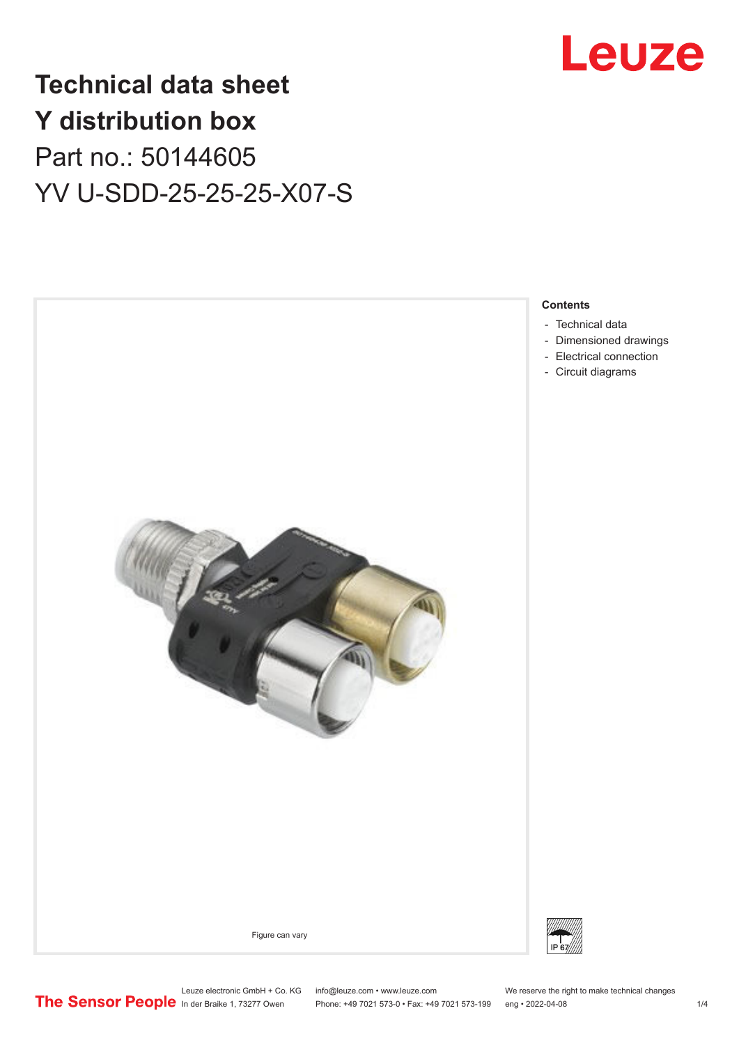# Technical data sheet
# Y distribution box
## Part no.: 50144605
## YV U-SDD-25-25-25-X07-S

Figure can vary

**Contents**

- Technical data
- Dimensioned drawings
- Electrical connection
- Circuit diagrams

Leuze electronic GmbH + Co. KG
In der Braike 1, 73277 Owen

info@leuze.com • www.leuze.com
Phone: +49 7021 573-0 • Fax: +49 7021 573-199

We reserve the right to make technical changes
eng • 2022-04-08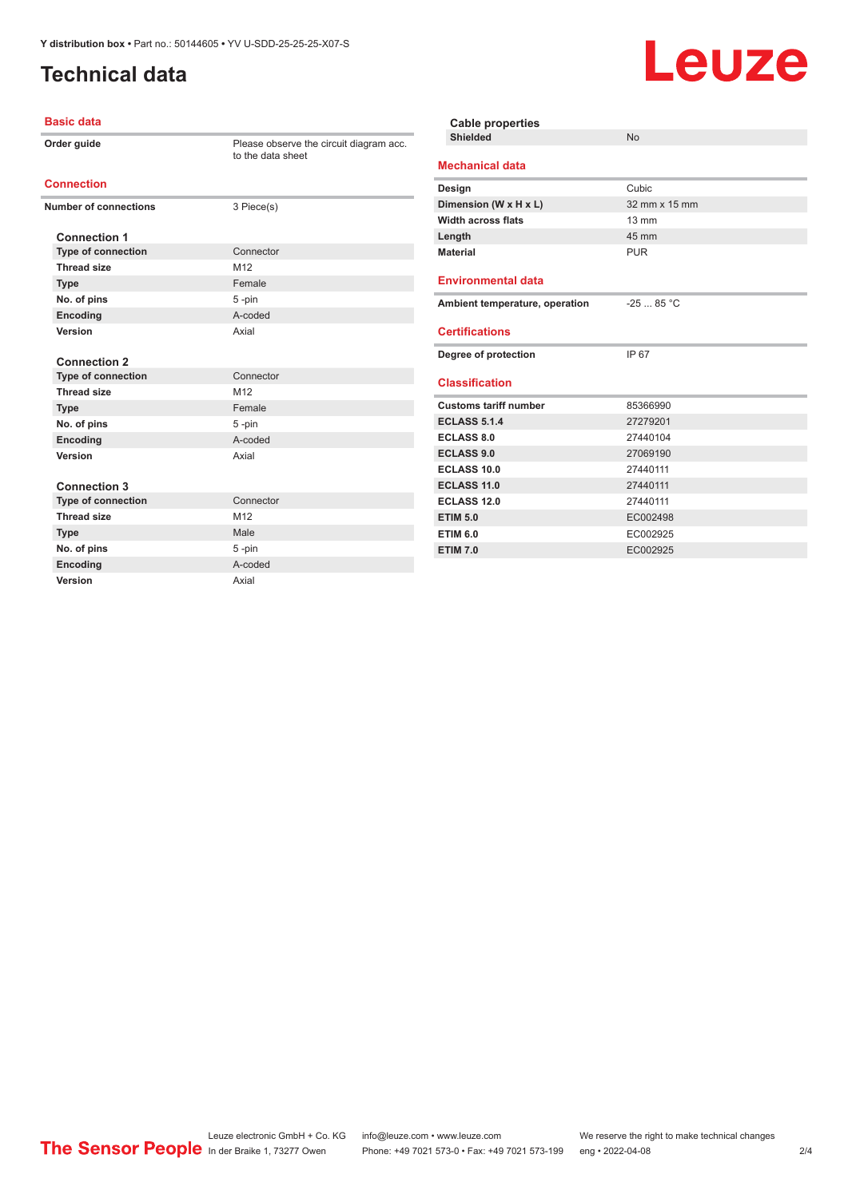Y distribution box • Part no.: 50144605 • YV U-SDD-25-25-25-X07-S

# Technical data

## Basic data

| | |
|---|---|
| Order guide | Please observe the circuit diagram acc. to the data sheet |

## Connection

| | |
|---|---|
| Number of connections | 3 Piece(s) |

### Connection 1

| | |
|---|---|
| Type of connection | Connector |
| Thread size | M12 |
| Type | Female |
| No. of pins | 5 -pin |
| Encoding | A-coded |
| Version | Axial |

### Connection 2

| | |
|---|---|
| Type of connection | Connector |
| Thread size | M12 |
| Type | Female |
| No. of pins | 5 -pin |
| Encoding | A-coded |
| Version | Axial |

### Connection 3

| | |
|---|---|
| Type of connection | Connector |
| Thread size | M12 |
| Type | Male |
| No. of pins | 5 -pin |
| Encoding | A-coded |
| Version | Axial |

### Cable properties

| | |
|---|---|
| Shielded | No |

## Mechanical data

| | |
|---|---|
| Design | Cubic |
| Dimension (W x H x L) | 32 mm x 15 mm |
| Width across flats | 13 mm |
| Length | 45 mm |
| Material | PUR |

## Environmental data

| | |
|---|---|
| Ambient temperature, operation | -25 ... 85 °C |

## Certifications

| | |
|---|---|
| Degree of protection | IP 67 |

## Classification

| | |
|---|---|
| Customs tariff number | 85366990 |
| ECLASS 5.1.4 | 27279201 |
| ECLASS 8.0 | 27440104 |
| ECLASS 9.0 | 27069190 |
| ECLASS 10.0 | 27440111 |
| ECLASS 11.0 | 27440111 |
| ECLASS 12.0 | 27440111 |
| ETIM 5.0 | EC002498 |
| ETIM 6.0 | EC002925 |
| ETIM 7.0 | EC002925 |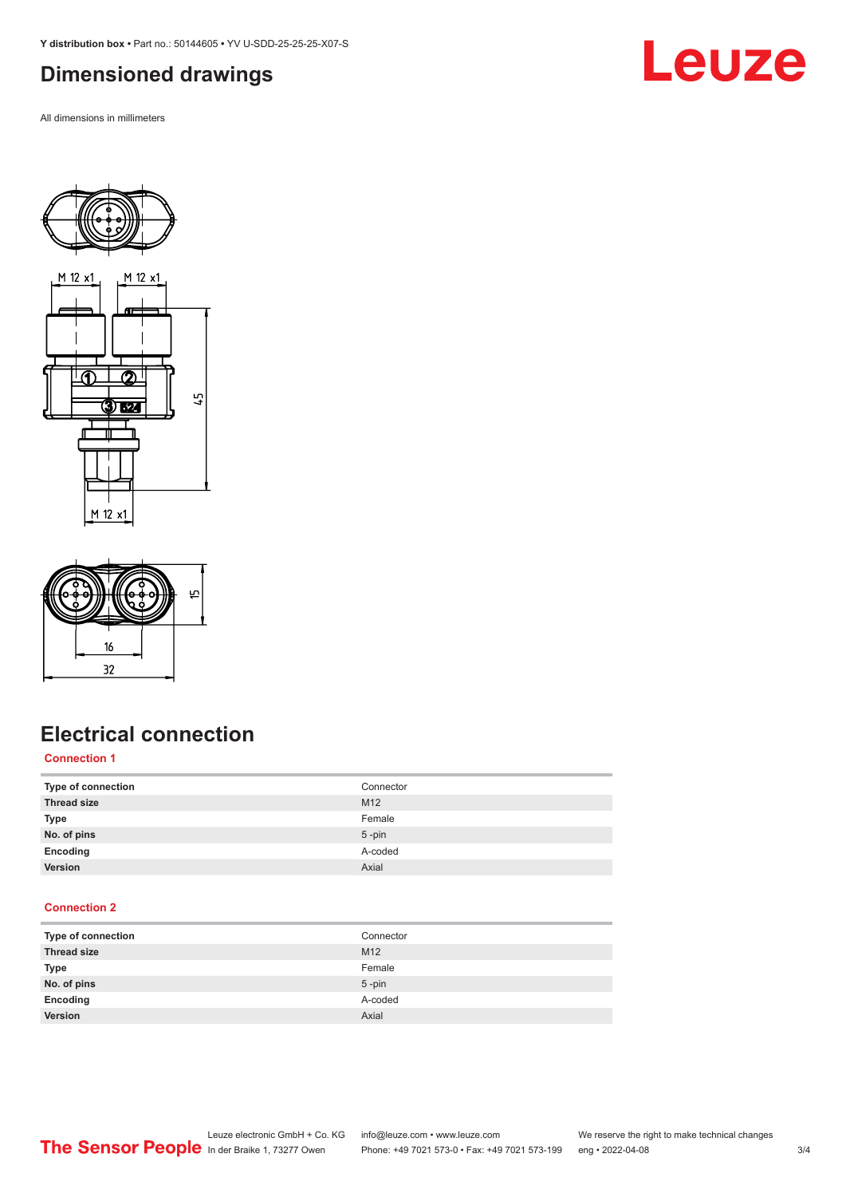# Dimensioned drawings

All dimensions in millimeters

M 12 x1

M 12 x1

45

M 12 x1

15

16

32

# Electrical connection

### Connection 1

| | |
|---|---|
| **Type of connection** | Connector |
| **Thread size** | M12 |
| **Type** | Female |
| **No. of pins** | 5 -pin |
| **Encoding** | A-coded |
| **Version** | Axial |

### Connection 2

| | |
|---|---|
| **Type of connection** | Connector |
| **Thread size** | M12 |
| **Type** | Female |
| **No. of pins** | 5 -pin |
| **Encoding** | A-coded |
| **Version** | Axial |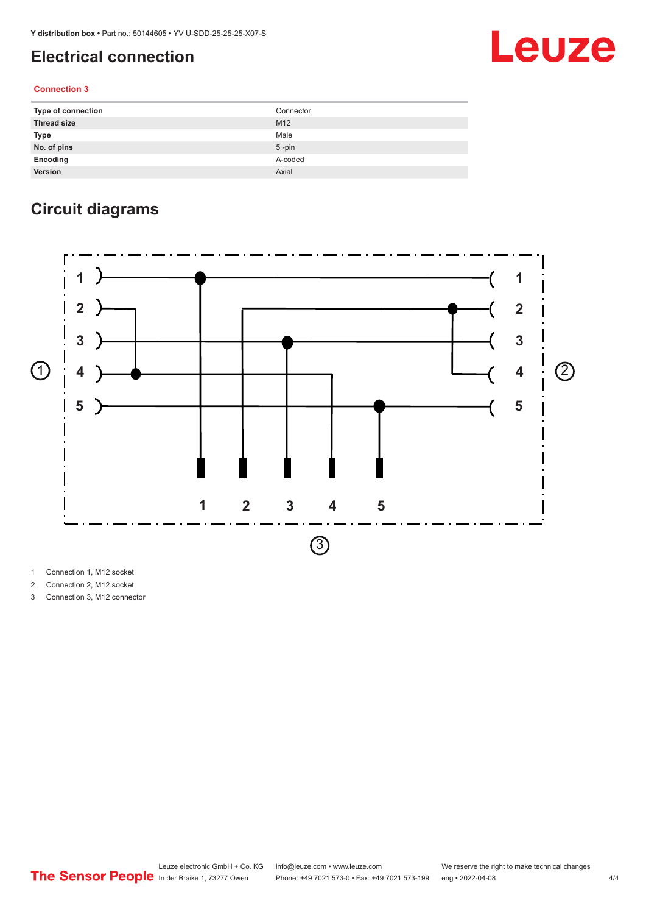# Electrical connection

### Connection 3

| | |
|---|---|
| **Type of connection** | Connector |
| **Thread size** | M12 |
| **Type** | Male |
| **No. of pins** | 5 -pin |
| **Encoding** | A-coded |
| **Version** | Axial |

## Circuit diagrams

1 2 3 4 5

1 2 3 4 5

1 2 3 4 5

1 Connection 1, M12 socket

2 Connection 2, M12 socket

3 Connection 3, M12 connector